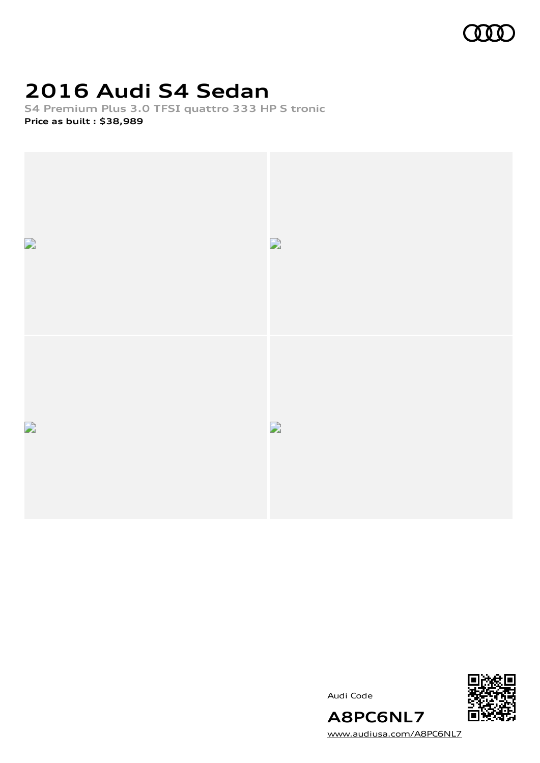# 2016 Audi S4 Sedan

**S4 Premium Plus 3.0 TFSI quattro 333 HP S tronic**

**Price as built : $38,989**

Audi Code

**A8PC6NL7**

www.audiusa.com/A8PC6NL7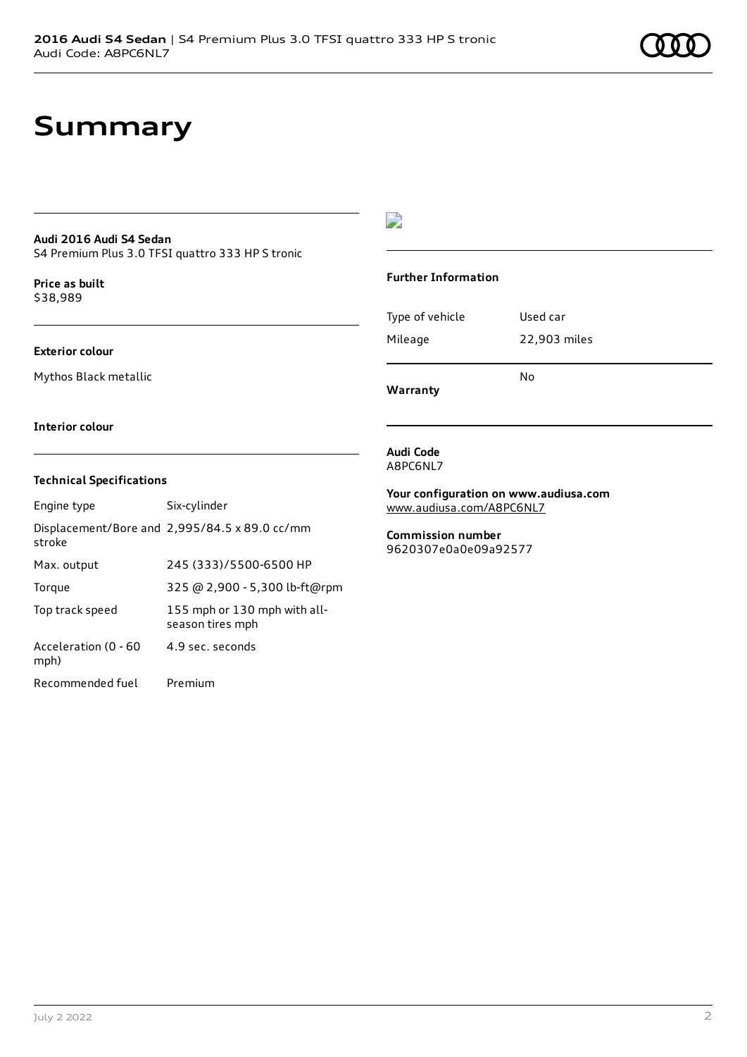# Summary

**Audi 2016 Audi S4 Sedan**
S4 Premium Plus 3.0 TFSI quattro 333 HP S tronic

**Price as built**
$38,989

**Exterior colour**

Mythos Black metallic

**Interior colour**

### Technical Specifications

| | |
|---|---|
| Engine type | Six-cylinder |
| Displacement/Bore and stroke | 2,995/84.5 x 89.0 cc/mm |
| Max. output | 245 (333)/5500-6500 HP |
| Torque | 325 @ 2,900 - 5,300 lb-ft@rpm |
| Top track speed | 155 mph or 130 mph with all-season tires mph |
| Acceleration (0 - 60 mph) | 4.9 sec. seconds |
| Recommended fuel | Premium |

### Further Information

| | |
|---|---|
| Type of vehicle | Used car |
| Mileage | 22,903 miles |
| **Warranty** | No |

**Audi Code**
A8PC6NL7

**Your configuration on www.audiusa.com**
www.audiusa.com/A8PC6NL7

**Commission number**
9620307e0a0e09a92577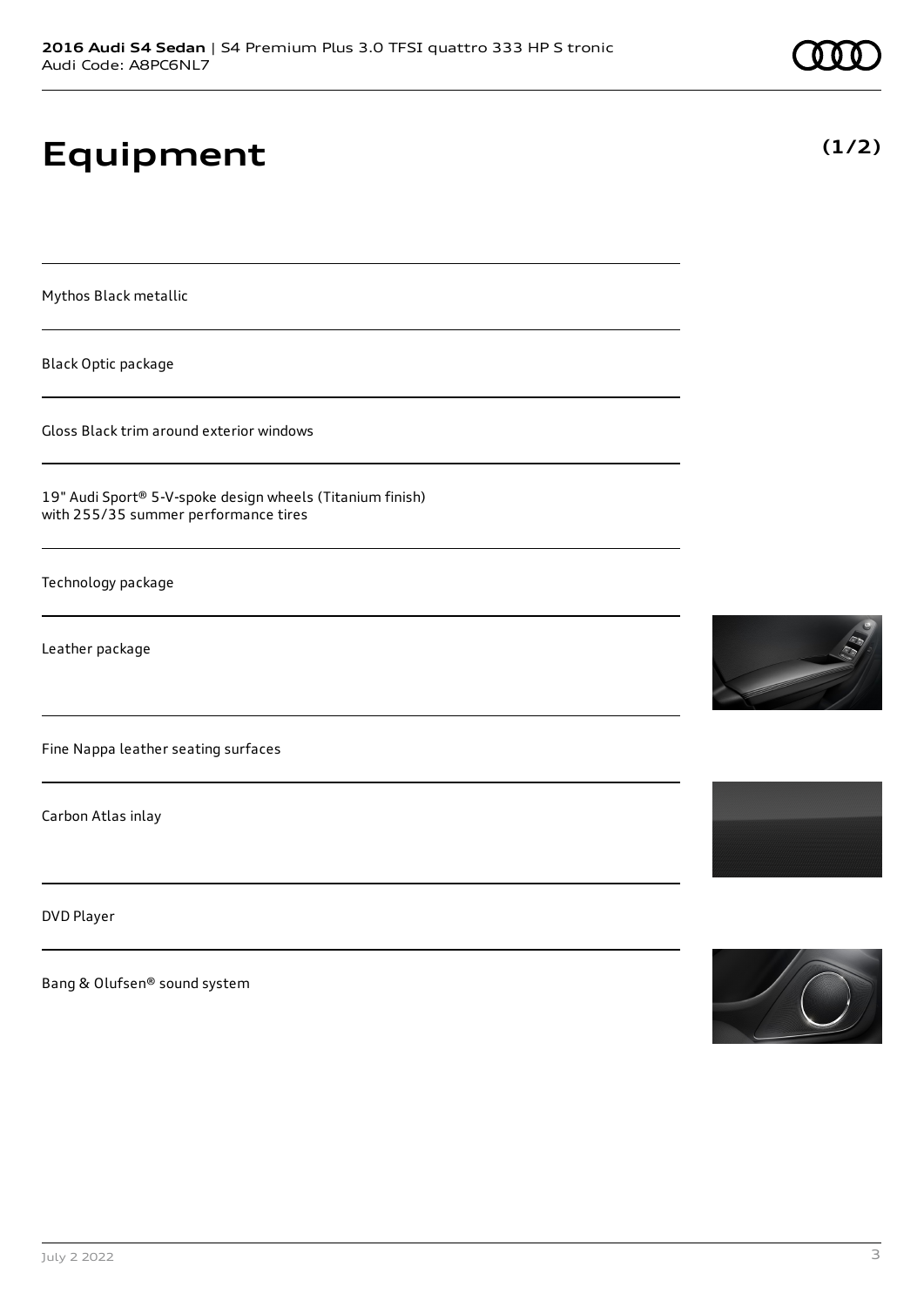**2016 Audi S4 Sedan** | S4 Premium Plus 3.0 TFSI quattro 333 HP S tronic
Audi Code: A8PC6NL7

# Equipment

**(1/2)**

Mythos Black metallic

Black Optic package

Gloss Black trim around exterior windows

19" Audi Sport® 5-V-spoke design wheels (Titanium finish) with 255/35 summer performance tires

Technology package

Leather package

Fine Nappa leather seating surfaces

Carbon Atlas inlay

DVD Player

Bang & Olufsen® sound system

July 2 2022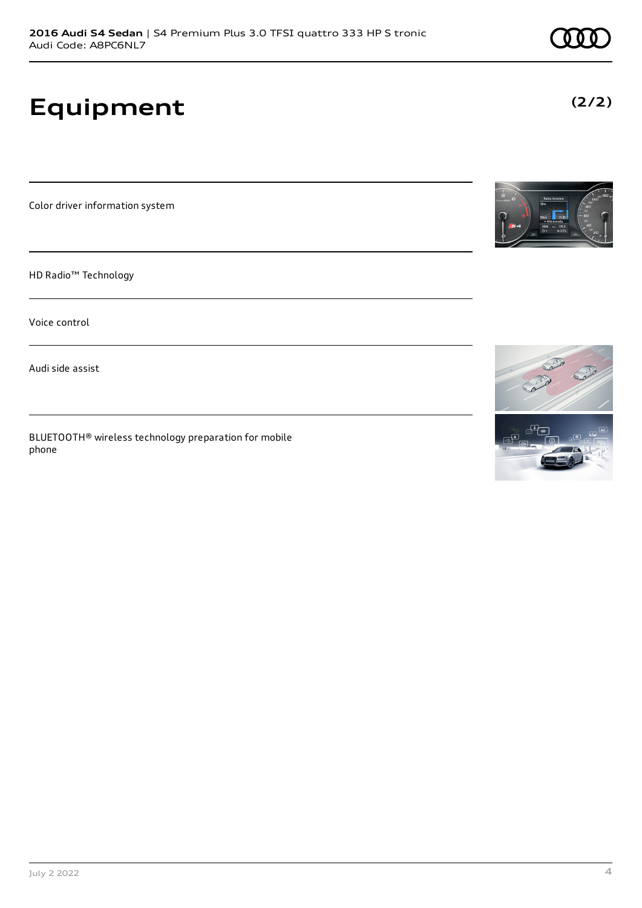# Equipment

**(2/2)**

Color driver information system

HD Radio™ Technology

Voice control

Audi side assist

BLUETOOTH® wireless technology preparation for mobile phone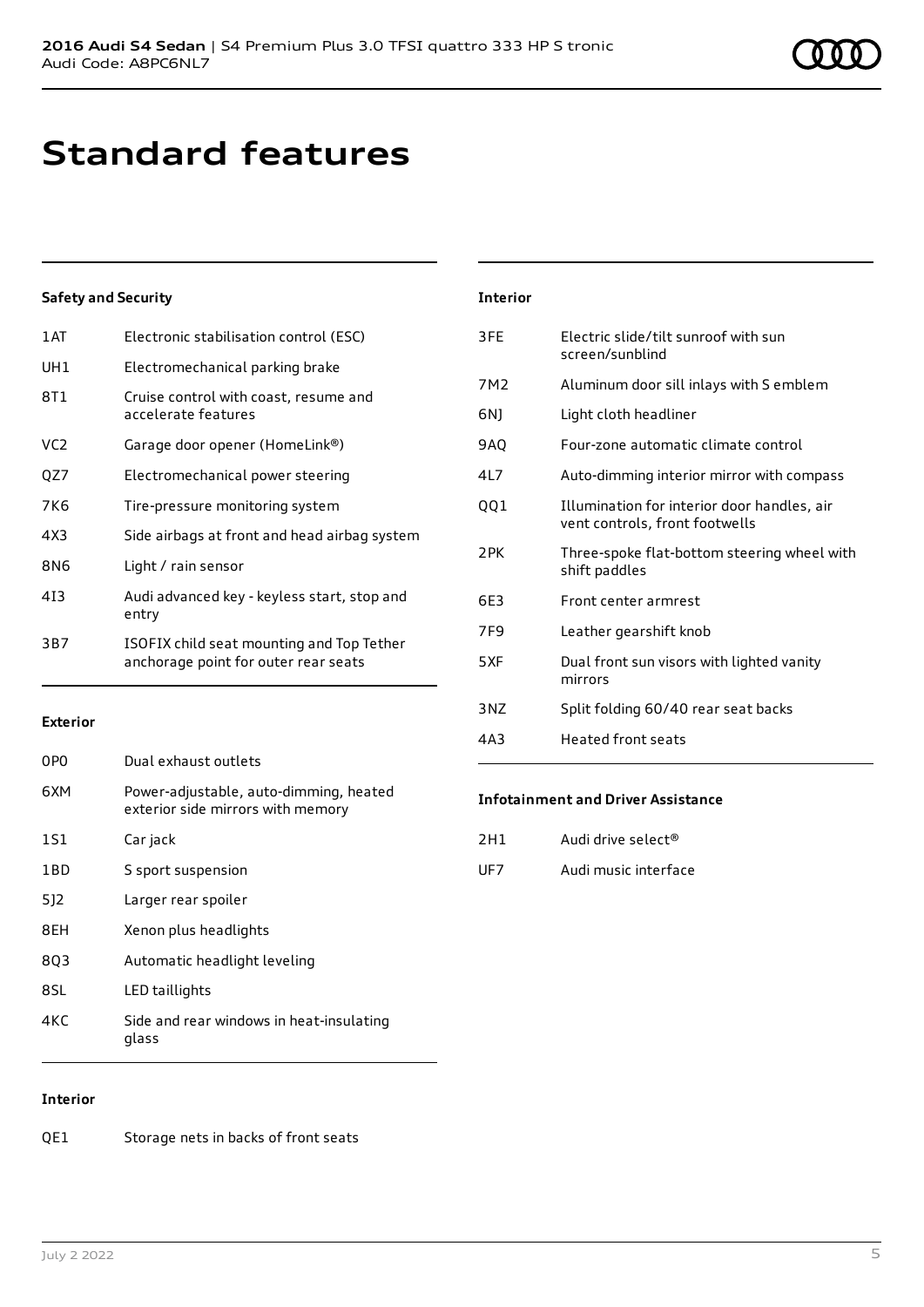# Standard features

### Safety and Security

| | |
|---|---|
| 1AT | Electronic stabilisation control (ESC) |
| UH1 | Electromechanical parking brake |
| 8T1 | Cruise control with coast, resume and accelerate features |
| VC2 | Garage door opener (HomeLink®) |
| QZ7 | Electromechanical power steering |
| 7K6 | Tire-pressure monitoring system |
| 4X3 | Side airbags at front and head airbag system |
| 8N6 | Light / rain sensor |
| 4I3 | Audi advanced key - keyless start, stop and entry |
| 3B7 | ISOFIX child seat mounting and Top Tether anchorage point for outer rear seats |

### Exterior

| | |
|---|---|
| 0P0 | Dual exhaust outlets |
| 6XM | Power-adjustable, auto-dimming, heated exterior side mirrors with memory |
| 1S1 | Car jack |
| 1BD | S sport suspension |
| 5J2 | Larger rear spoiler |
| 8EH | Xenon plus headlights |
| 8Q3 | Automatic headlight leveling |
| 8SL | LED taillights |
| 4KC | Side and rear windows in heat-insulating glass |

### Interior

| | |
|---|---|
| QE1 | Storage nets in backs of front seats |
| 3FE | Electric slide/tilt sunroof with sun screen/sunblind |
| 7M2 | Aluminum door sill inlays with S emblem |
| 6NJ | Light cloth headliner |
| 9AQ | Four-zone automatic climate control |
| 4L7 | Auto-dimming interior mirror with compass |
| QQ1 | Illumination for interior door handles, air vent controls, front footwells |
| 2PK | Three-spoke flat-bottom steering wheel with shift paddles |
| 6E3 | Front center armrest |
| 7F9 | Leather gearshift knob |
| 5XF | Dual front sun visors with lighted vanity mirrors |
| 3NZ | Split folding 60/40 rear seat backs |
| 4A3 | Heated front seats |

### Infotainment and Driver Assistance

| | |
|---|---|
| 2H1 | Audi drive select® |
| UF7 | Audi music interface |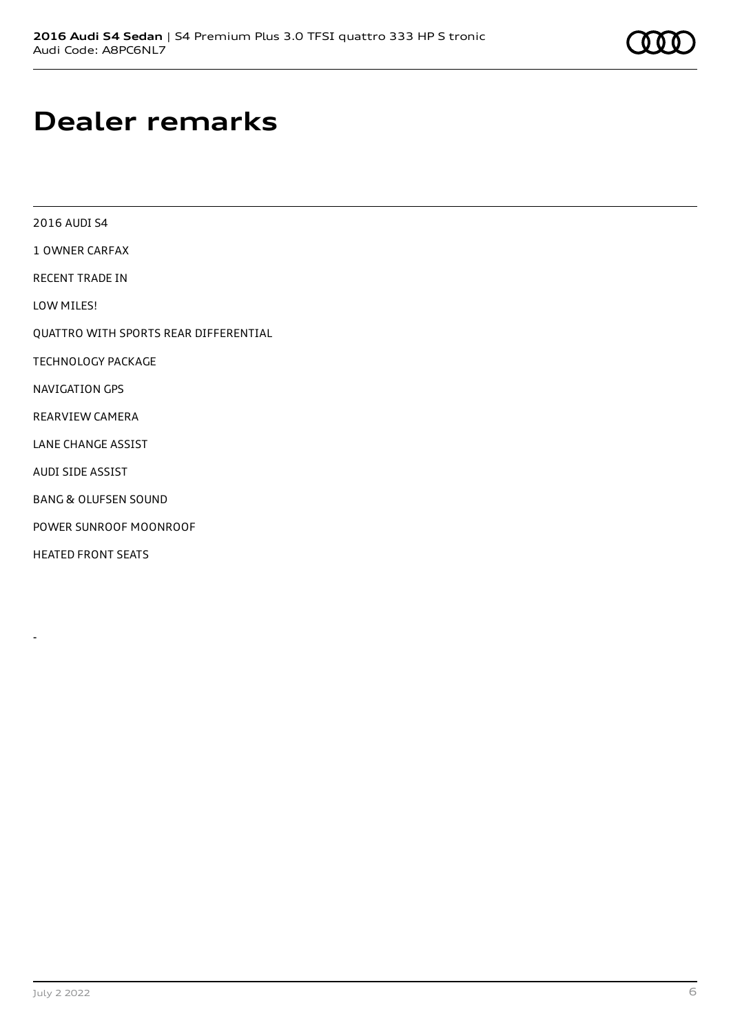# Dealer remarks

2016 AUDI S4

1 OWNER CARFAX

RECENT TRADE IN

LOW MILES!

QUATTRO WITH SPORTS REAR DIFFERENTIAL

TECHNOLOGY PACKAGE

NAVIGATION GPS

REARVIEW CAMERA

LANE CHANGE ASSIST

AUDI SIDE ASSIST

BANG & OLUFSEN SOUND

POWER SUNROOF MOONROOF

HEATED FRONT SEATS

-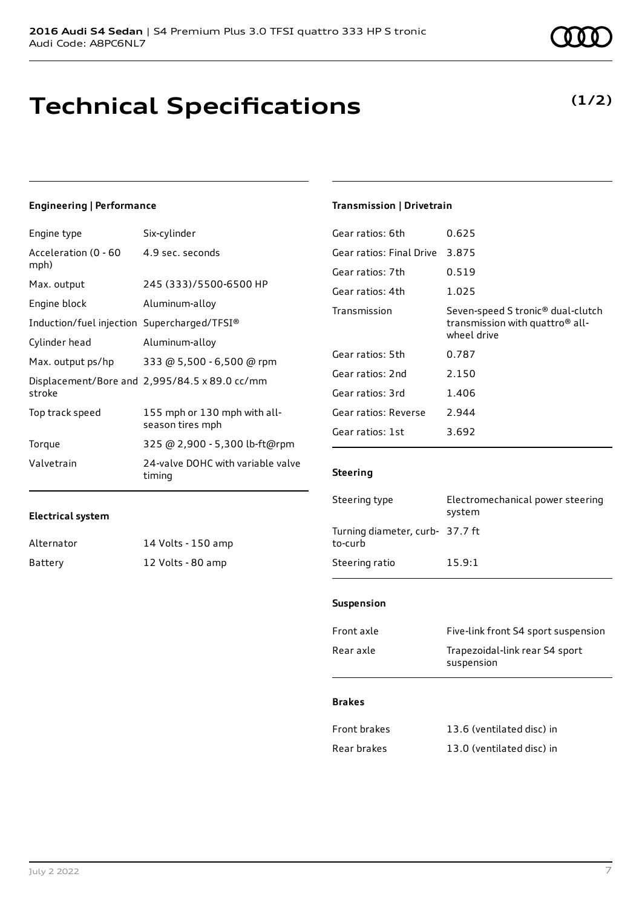# Technical Specifications

**(1/2)**

### Engineering | Performance

| | |
|---|---|
| Engine type | Six-cylinder |
| Acceleration (0 - 60 mph) | 4.9 sec. seconds |
| Max. output | 245 (333)/5500-6500 HP |
| Engine block | Aluminum-alloy |
| Induction/fuel injection | Supercharged/TFSI® |
| Cylinder head | Aluminum-alloy |
| Max. output ps/hp | 333 @ 5,500 - 6,500 @ rpm |
| Displacement/Bore and stroke | 2,995/84.5 x 89.0 cc/mm |
| Top track speed | 155 mph or 130 mph with all-season tires mph |
| Torque | 325 @ 2,900 - 5,300 lb-ft@rpm |
| Valvetrain | 24-valve DOHC with variable valve timing |

### Electrical system

| | |
|---|---|
| Alternator | 14 Volts - 150 amp |
| Battery | 12 Volts - 80 amp |

### Transmission | Drivetrain

| | |
|---|---|
| Gear ratios: 6th | 0.625 |
| Gear ratios: Final Drive | 3.875 |
| Gear ratios: 7th | 0.519 |
| Gear ratios: 4th | 1.025 |
| Transmission | Seven-speed S tronic® dual-clutch transmission with quattro® all-wheel drive |
| Gear ratios: 5th | 0.787 |
| Gear ratios: 2nd | 2.150 |
| Gear ratios: 3rd | 1.406 |
| Gear ratios: Reverse | 2.944 |
| Gear ratios: 1st | 3.692 |

### Steering

| | |
|---|---|
| Steering type | Electromechanical power steering system |
| Turning diameter, curb-to-curb | 37.7 ft |
| Steering ratio | 15.9:1 |

### Suspension

| | |
|---|---|
| Front axle | Five-link front S4 sport suspension |
| Rear axle | Trapezoidal-link rear S4 sport suspension |

### Brakes

| | |
|---|---|
| Front brakes | 13.6 (ventilated disc) in |
| Rear brakes | 13.0 (ventilated disc) in |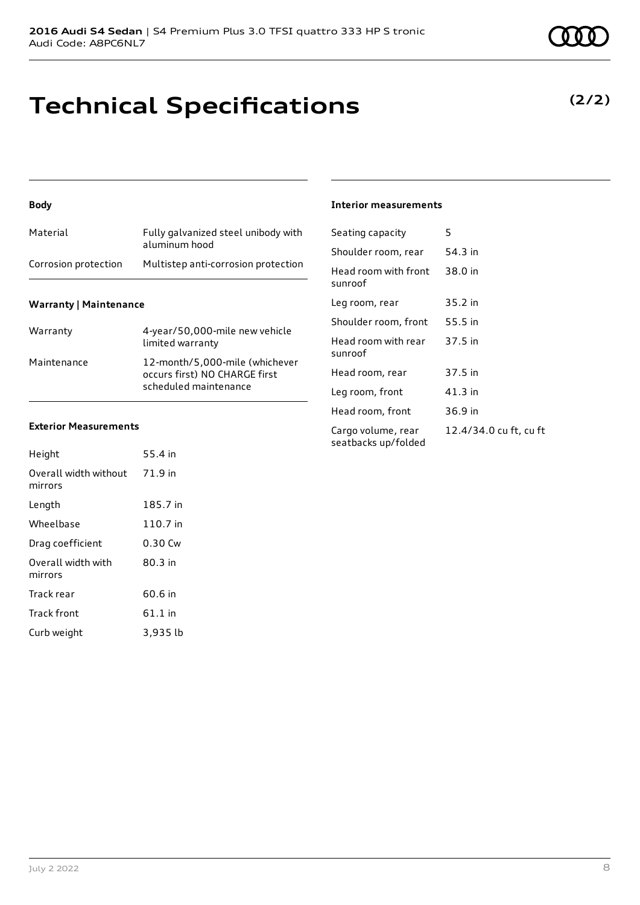# Technical Specifications

**(2/2)**

### Body

| Material | Fully galvanized steel unibody with aluminum hood |
|---|---|
| Corrosion protection | Multistep anti-corrosion protection |

### Warranty | Maintenance

| Warranty | 4-year/50,000-mile new vehicle limited warranty |
|---|---|
| Maintenance | 12-month/5,000-mile (whichever occurs first) NO CHARGE first scheduled maintenance |

### Exterior Measurements

| Height | 55.4 in |
|---|---|
| Overall width without mirrors | 71.9 in |
| Length | 185.7 in |
| Wheelbase | 110.7 in |
| Drag coefficient | 0.30 Cw |
| Overall width with mirrors | 80.3 in |
| Track rear | 60.6 in |
| Track front | 61.1 in |
| Curb weight | 3,935 lb |

### Interior measurements

| Seating capacity | 5 |
|---|---|
| Shoulder room, rear | 54.3 in |
| Head room with front sunroof | 38.0 in |
| Leg room, rear | 35.2 in |
| Shoulder room, front | 55.5 in |
| Head room with rear sunroof | 37.5 in |
| Head room, rear | 37.5 in |
| Leg room, front | 41.3 in |
| Head room, front | 36.9 in |
| Cargo volume, rear seatbacks up/folded | 12.4/34.0 cu ft, cu ft |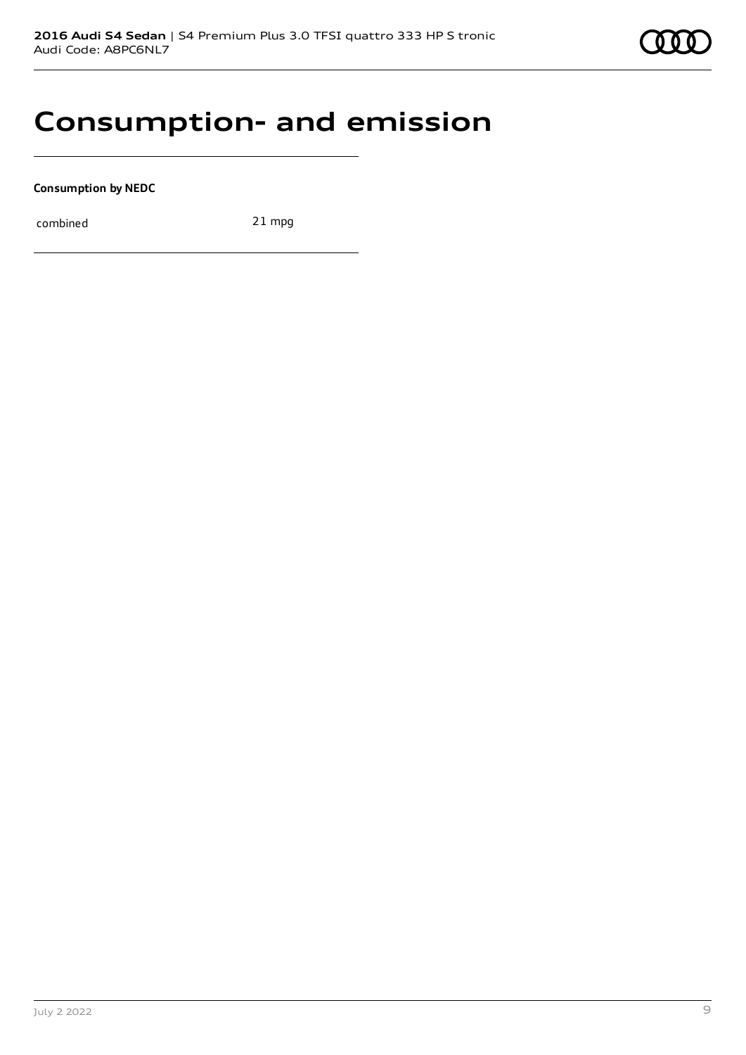# Consumption- and emission

**Consumption by NEDC**

| | |
|---|---|
| combined | 21 mpg |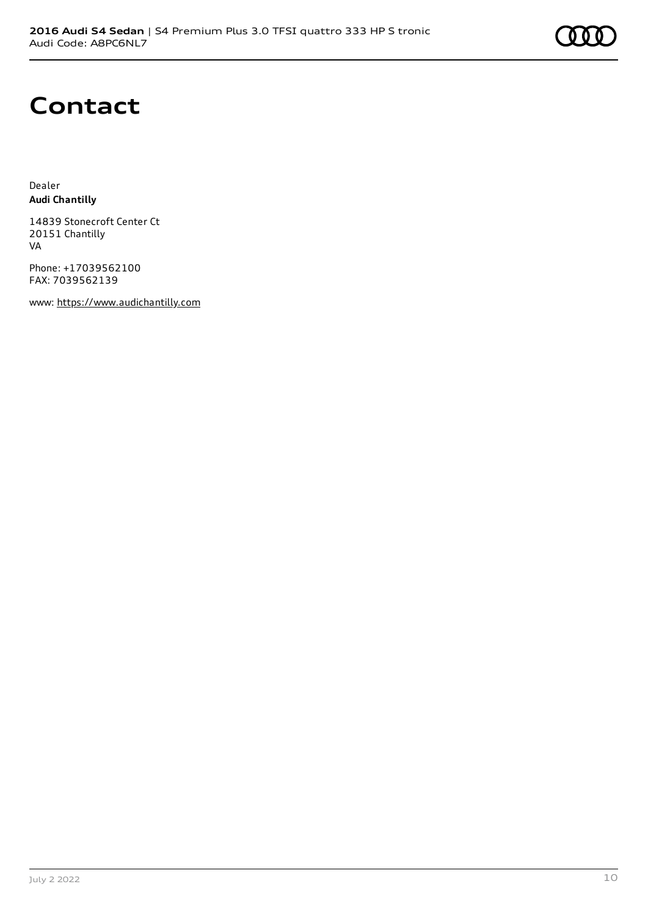# Contact

Dealer
**Audi Chantilly**

14839 Stonecroft Center Ct
20151 Chantilly
VA

Phone: +17039562100
FAX: 7039562139

www: https://www.audichantilly.com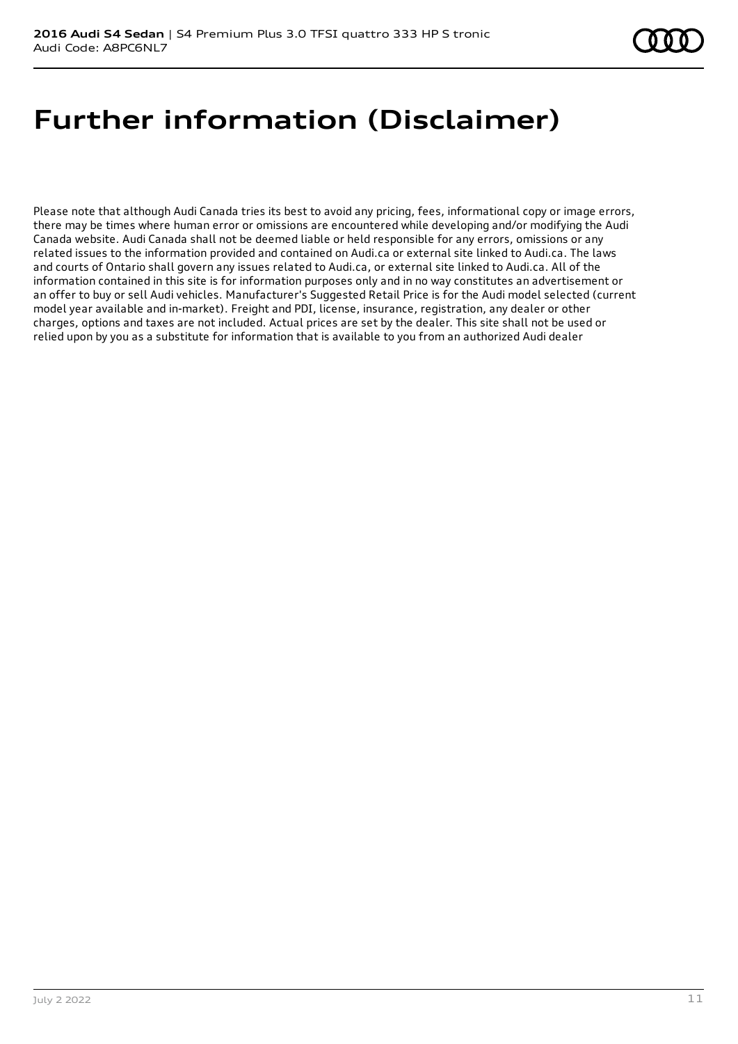# Further information (Disclaimer)

Please note that although Audi Canada tries its best to avoid any pricing, fees, informational copy or image errors, there may be times where human error or omissions are encountered while developing and/or modifying the Audi Canada website. Audi Canada shall not be deemed liable or held responsible for any errors, omissions or any related issues to the information provided and contained on Audi.ca or external site linked to Audi.ca. The laws and courts of Ontario shall govern any issues related to Audi.ca, or external site linked to Audi.ca. All of the information contained in this site is for information purposes only and in no way constitutes an advertisement or an offer to buy or sell Audi vehicles. Manufacturer's Suggested Retail Price is for the Audi model selected (current model year available and in-market). Freight and PDI, license, insurance, registration, any dealer or other charges, options and taxes are not included. Actual prices are set by the dealer. This site shall not be used or relied upon by you as a substitute for information that is available to you from an authorized Audi dealer